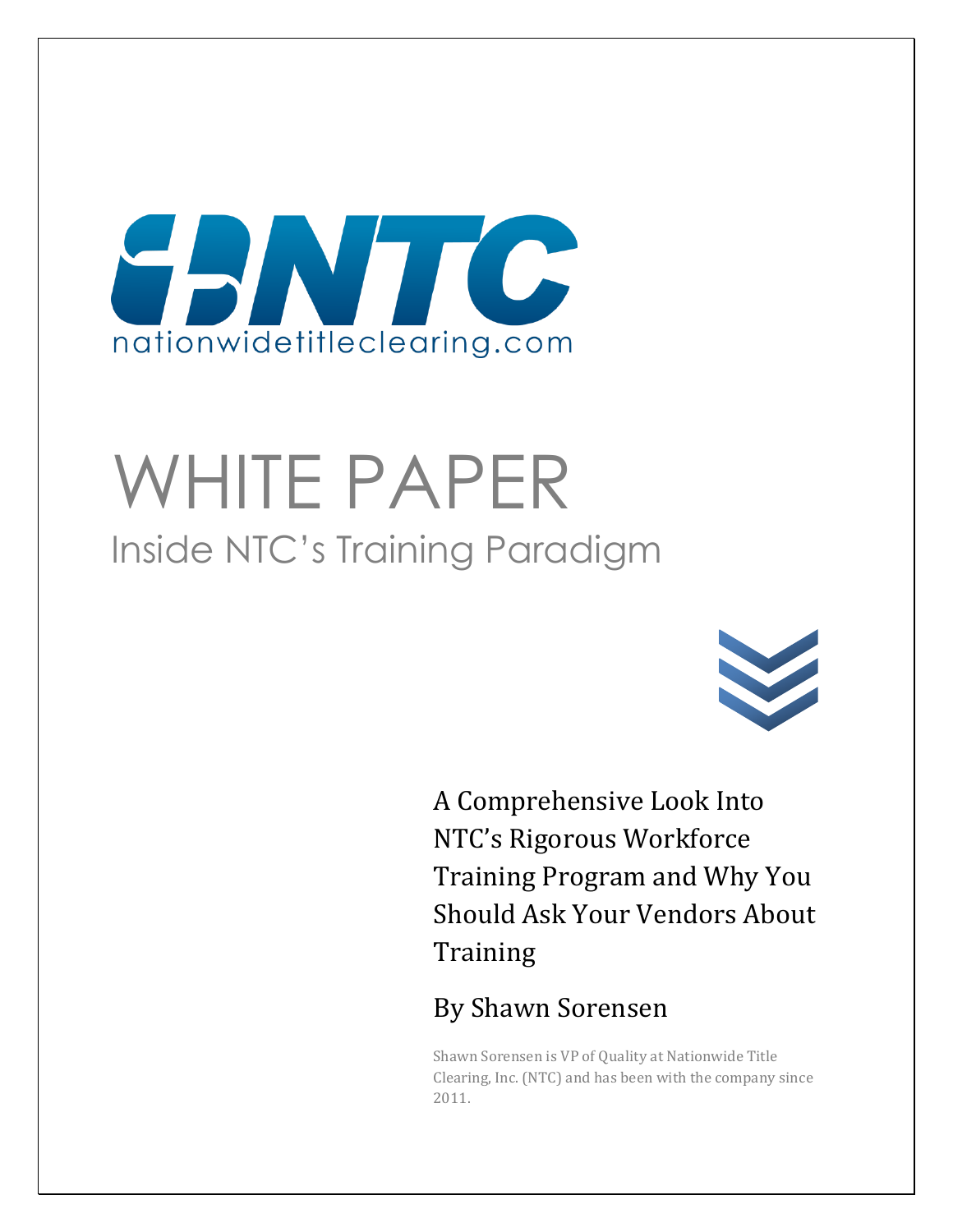NTC

nationwidetitleclearing.com

# WHITE PAPER

## Inside NTC's Training Paradigm

A Comprehensive Look Into NTC's Rigorous Workforce Training Program and Why You Should Ask Your Vendors About Training

By Shawn Sorensen

Shawn Sorensen is VP of Quality at Nationwide Title Clearing, Inc. (NTC) and has been with the company since 2011.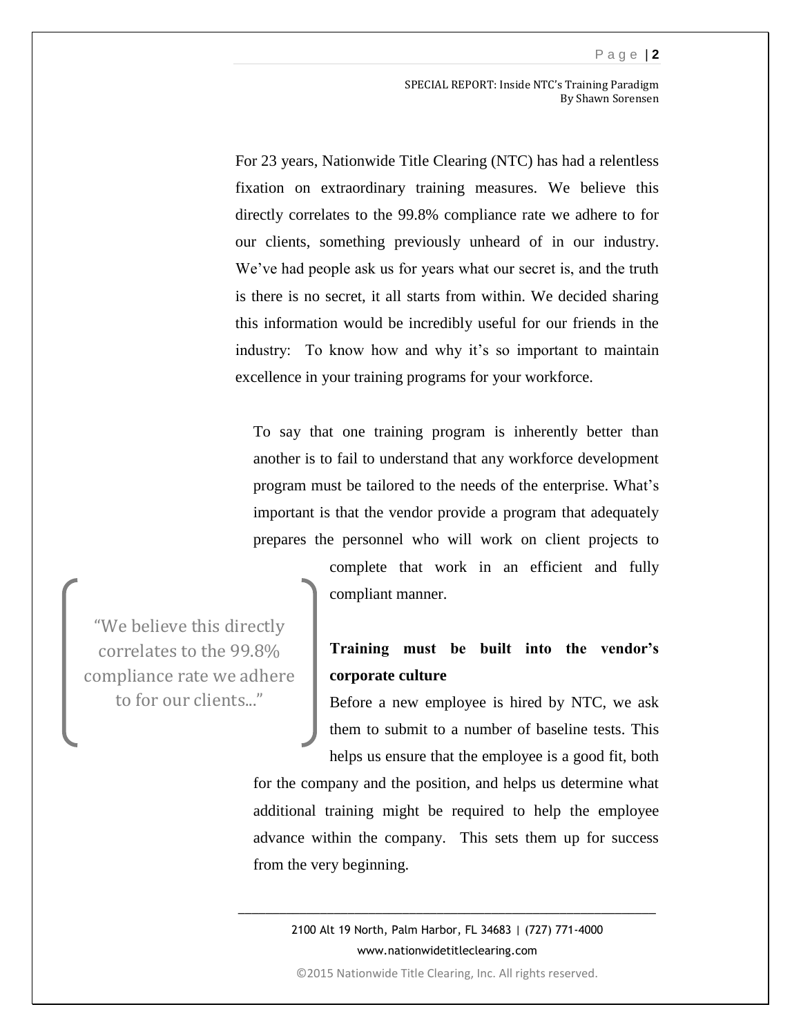For 23 years, Nationwide Title Clearing (NTC) has had a relentless fixation on extraordinary training measures. We believe this directly correlates to the 99.8% compliance rate we adhere to for our clients, something previously unheard of in our industry. We've had people ask us for years what our secret is, and the truth is there is no secret, it all starts from within. We decided sharing this information would be incredibly useful for our friends in the industry: To know how and why it's so important to maintain excellence in your training programs for your workforce.

To say that one training program is inherently better than another is to fail to understand that any workforce development program must be tailored to the needs of the enterprise. What's important is that the vendor provide a program that adequately prepares the personnel who will work on client projects to complete that work in an efficient and fully compliant manner.

> "We believe this directly correlates to the 99.8% compliance rate we adhere to for our clients..."

**Training must be built into the vendor's corporate culture**

Before a new employee is hired by NTC, we ask them to submit to a number of baseline tests. This helps us ensure that the employee is a good fit, both for the company and the position, and helps us determine what additional training might be required to help the employee advance within the company. This sets them up for success from the very beginning.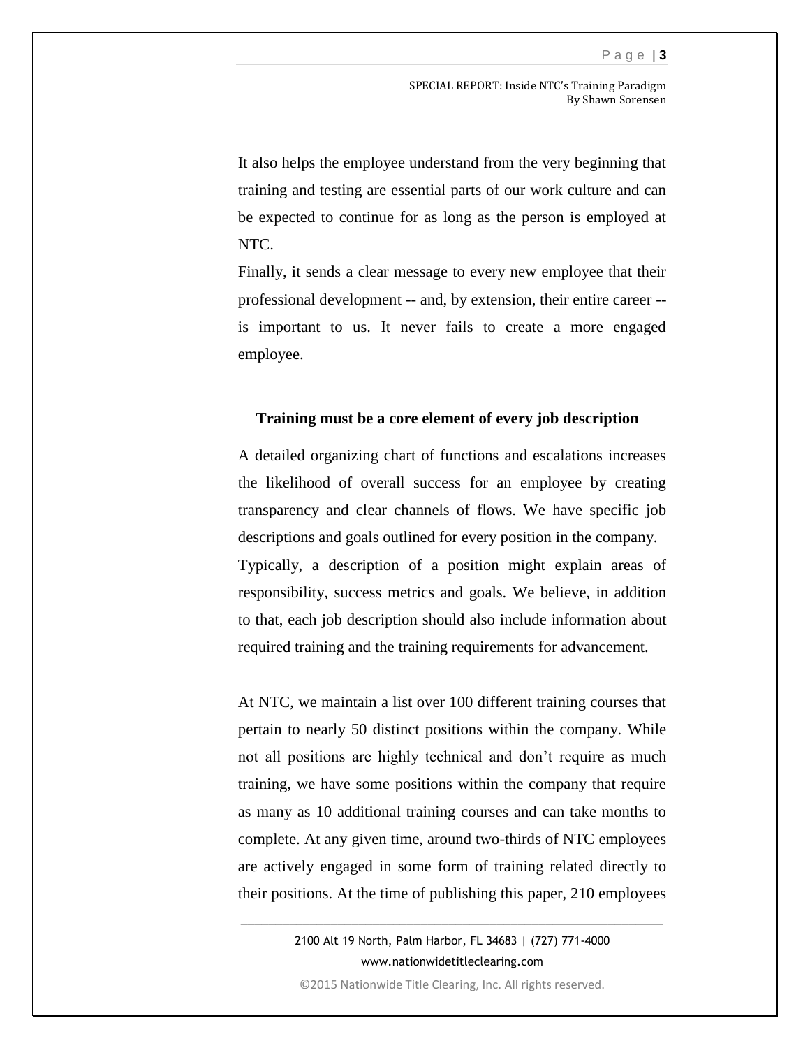It also helps the employee understand from the very beginning that training and testing are essential parts of our work culture and can be expected to continue for as long as the person is employed at NTC.

Finally, it sends a clear message to every new employee that their professional development -- and, by extension, their entire career -- is important to us. It never fails to create a more engaged employee.

### Training must be a core element of every job description

A detailed organizing chart of functions and escalations increases the likelihood of overall success for an employee by creating transparency and clear channels of flows. We have specific job descriptions and goals outlined for every position in the company.

Typically, a description of a position might explain areas of responsibility, success metrics and goals. We believe, in addition to that, each job description should also include information about required training and the training requirements for advancement.

At NTC, we maintain a list over 100 different training courses that pertain to nearly 50 distinct positions within the company. While not all positions are highly technical and don't require as much training, we have some positions within the company that require as many as 10 additional training courses and can take months to complete. At any given time, around two-thirds of NTC employees are actively engaged in some form of training related directly to their positions. At the time of publishing this paper, 210 employees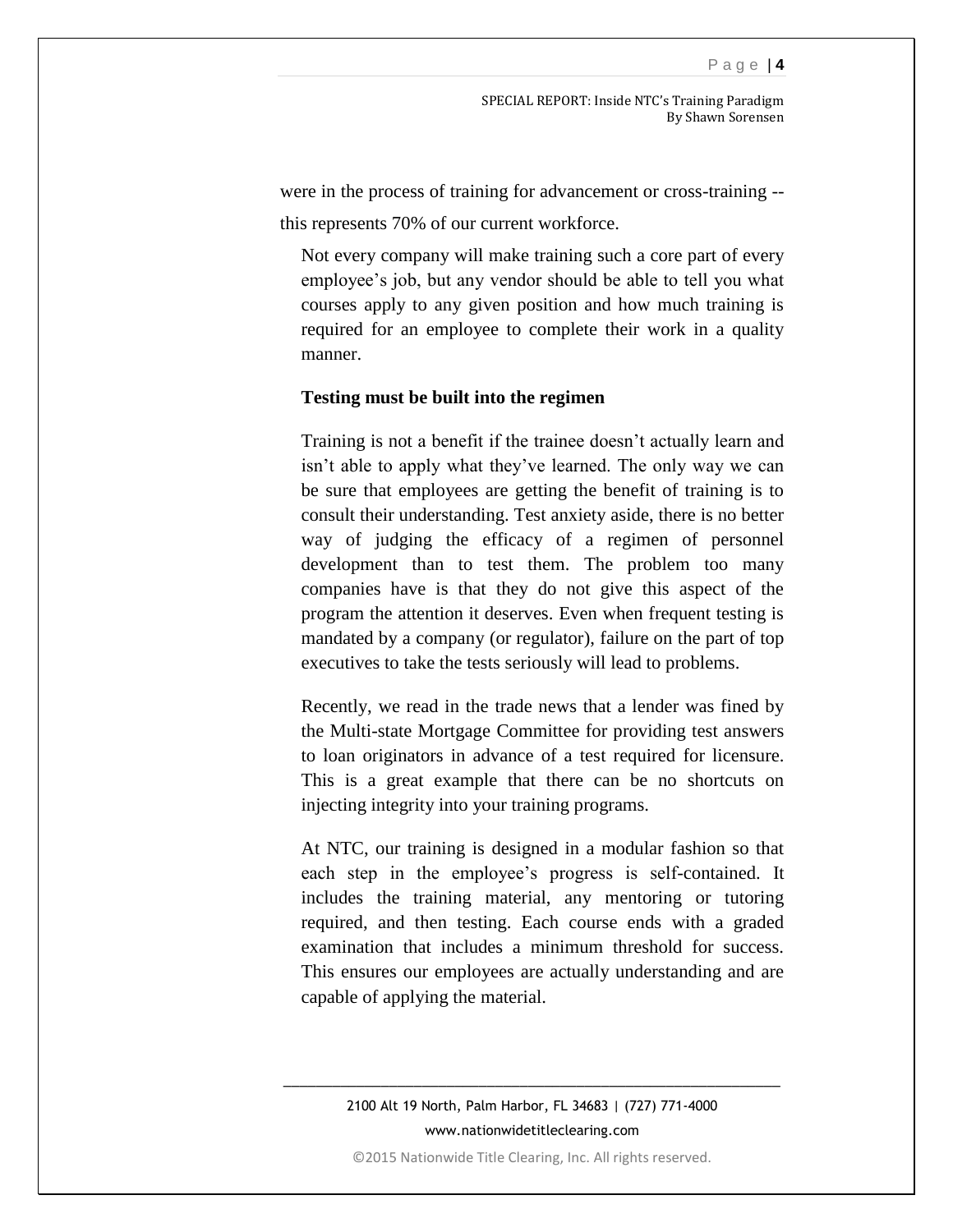were in the process of training for advancement or cross-training -- this represents 70% of our current workforce.

Not every company will make training such a core part of every employee's job, but any vendor should be able to tell you what courses apply to any given position and how much training is required for an employee to complete their work in a quality manner.

**Testing must be built into the regimen**

Training is not a benefit if the trainee doesn't actually learn and isn't able to apply what they've learned. The only way we can be sure that employees are getting the benefit of training is to consult their understanding. Test anxiety aside, there is no better way of judging the efficacy of a regimen of personnel development than to test them. The problem too many companies have is that they do not give this aspect of the program the attention it deserves. Even when frequent testing is mandated by a company (or regulator), failure on the part of top executives to take the tests seriously will lead to problems.

Recently, we read in the trade news that a lender was fined by the Multi-state Mortgage Committee for providing test answers to loan originators in advance of a test required for licensure. This is a great example that there can be no shortcuts on injecting integrity into your training programs.

At NTC, our training is designed in a modular fashion so that each step in the employee's progress is self-contained. It includes the training material, any mentoring or tutoring required, and then testing. Each course ends with a graded examination that includes a minimum threshold for success. This ensures our employees are actually understanding and are capable of applying the material.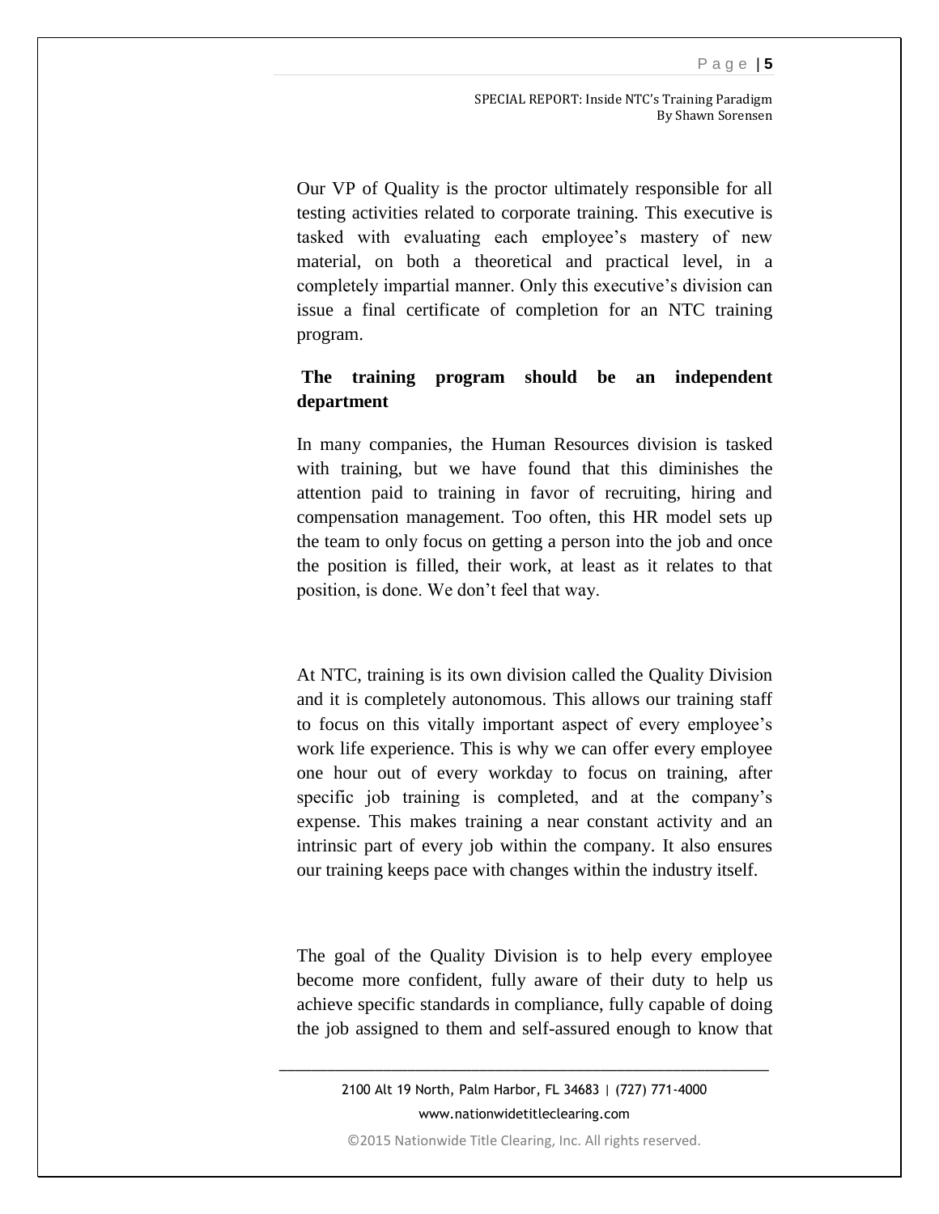Our VP of Quality is the proctor ultimately responsible for all testing activities related to corporate training. This executive is tasked with evaluating each employee's mastery of new material, on both a theoretical and practical level, in a completely impartial manner. Only this executive's division can issue a final certificate of completion for an NTC training program.

**The training program should be an independent department**

In many companies, the Human Resources division is tasked with training, but we have found that this diminishes the attention paid to training in favor of recruiting, hiring and compensation management. Too often, this HR model sets up the team to only focus on getting a person into the job and once the position is filled, their work, at least as it relates to that position, is done. We don't feel that way.

At NTC, training is its own division called the Quality Division and it is completely autonomous. This allows our training staff to focus on this vitally important aspect of every employee's work life experience. This is why we can offer every employee one hour out of every workday to focus on training, after specific job training is completed, and at the company's expense. This makes training a near constant activity and an intrinsic part of every job within the company. It also ensures our training keeps pace with changes within the industry itself.

The goal of the Quality Division is to help every employee become more confident, fully aware of their duty to help us achieve specific standards in compliance, fully capable of doing the job assigned to them and self-assured enough to know that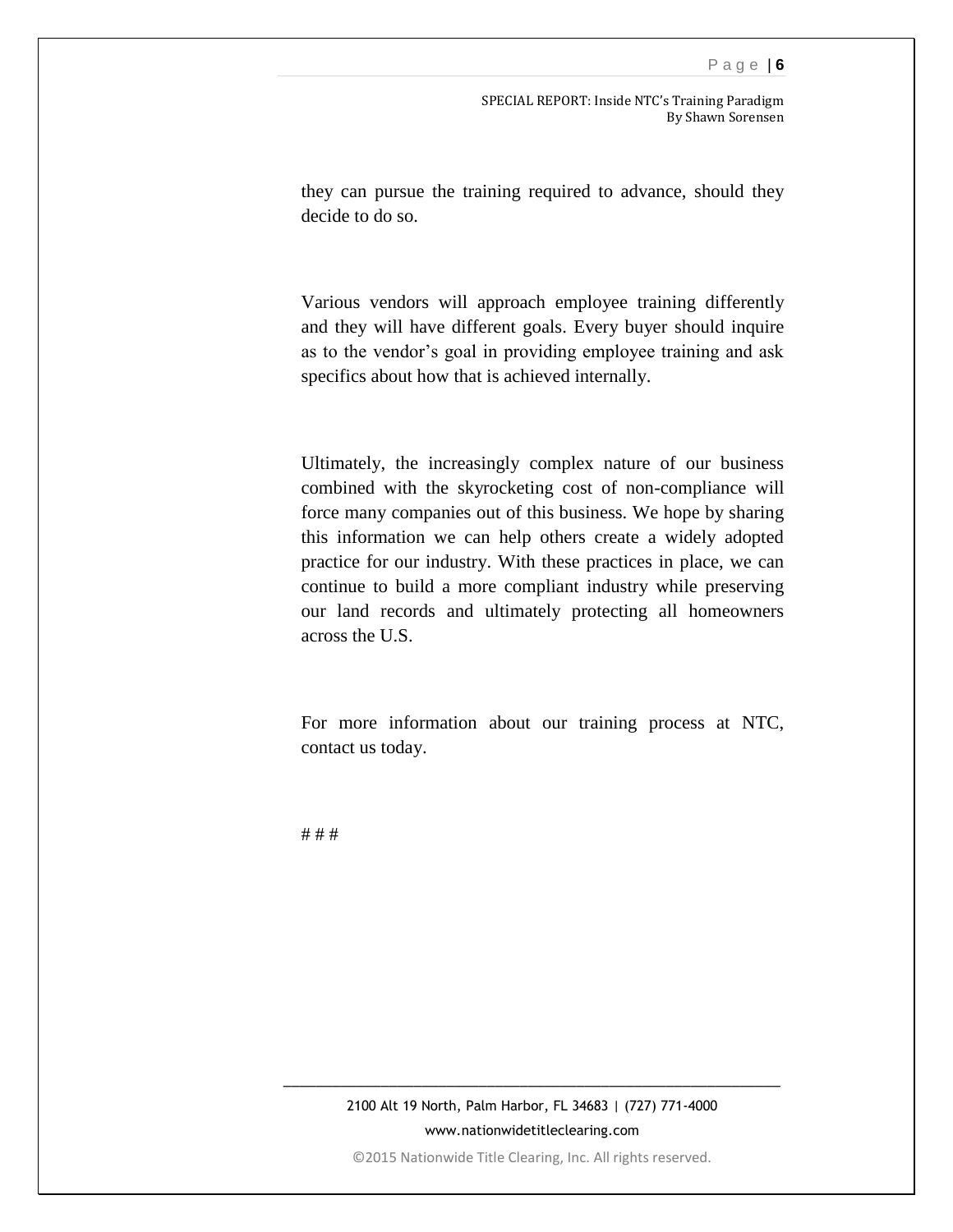they can pursue the training required to advance, should they decide to do so.

Various vendors will approach employee training differently and they will have different goals. Every buyer should inquire as to the vendor's goal in providing employee training and ask specifics about how that is achieved internally.

Ultimately, the increasingly complex nature of our business combined with the skyrocketing cost of non-compliance will force many companies out of this business. We hope by sharing this information we can help others create a widely adopted practice for our industry. With these practices in place, we can continue to build a more compliant industry while preserving our land records and ultimately protecting all homeowners across the U.S.

For more information about our training process at NTC, contact us today.

# # #